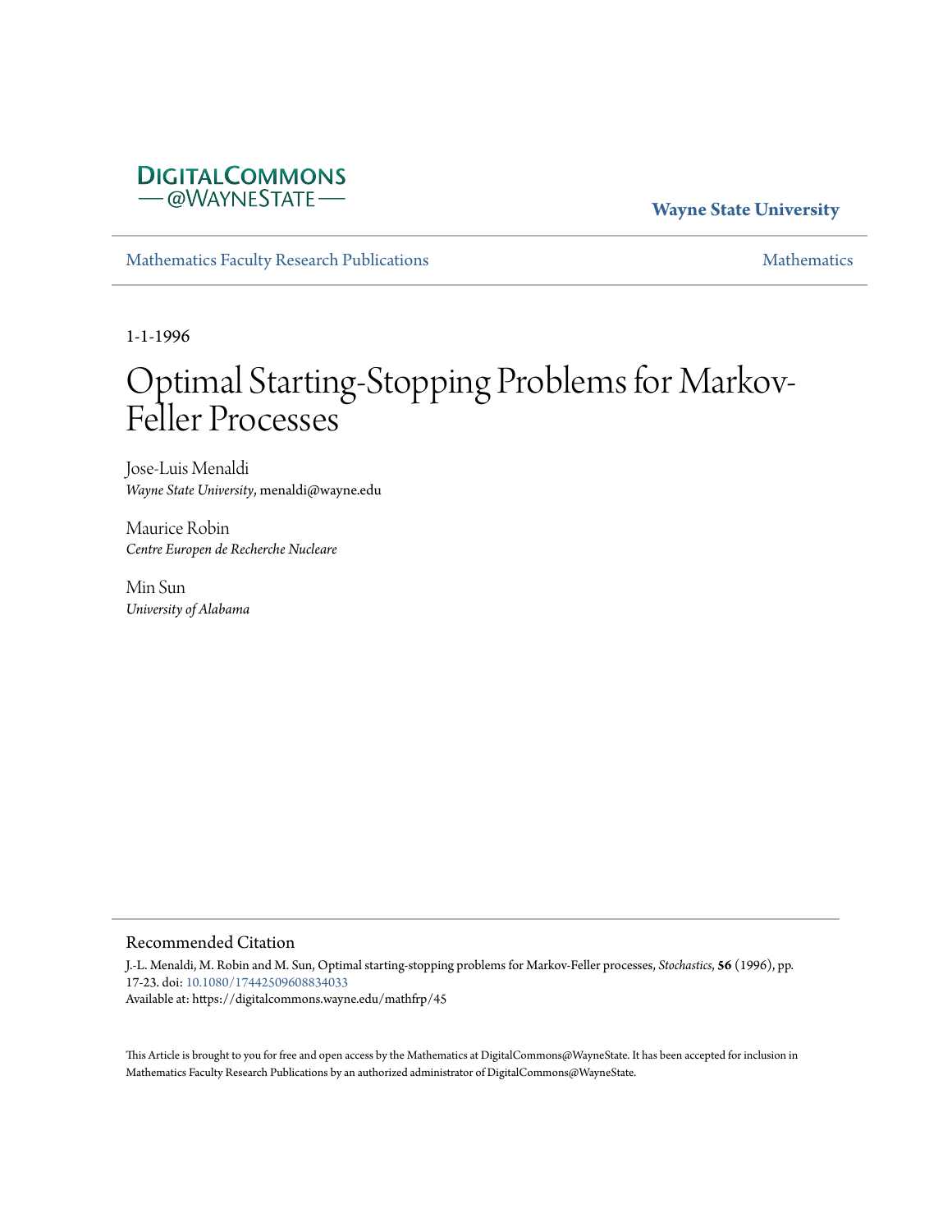DigitalCommons@WayneState

Wayne State University

Mathematics Faculty Research Publications

Mathematics

1-1-1996

# Optimal Starting-Stopping Problems for Markov-Feller Processes

Jose-Luis Menaldi
*Wayne State University*, menaldi@wayne.edu

Maurice Robin
*Centre Europen de Recherche Nucleare*

Min Sun
*University of Alabama*

## Recommended Citation

J.-L. Menaldi, M. Robin and M. Sun, Optimal starting-stopping problems for Markov-Feller processes, *Stochastics*, **56** (1996), pp. 17-23. doi: 10.1080/17442509608834033
Available at: https://digitalcommons.wayne.edu/mathfrp/45

This Article is brought to you for free and open access by the Mathematics at DigitalCommons@WayneState. It has been accepted for inclusion in Mathematics Faculty Research Publications by an authorized administrator of DigitalCommons@WayneState.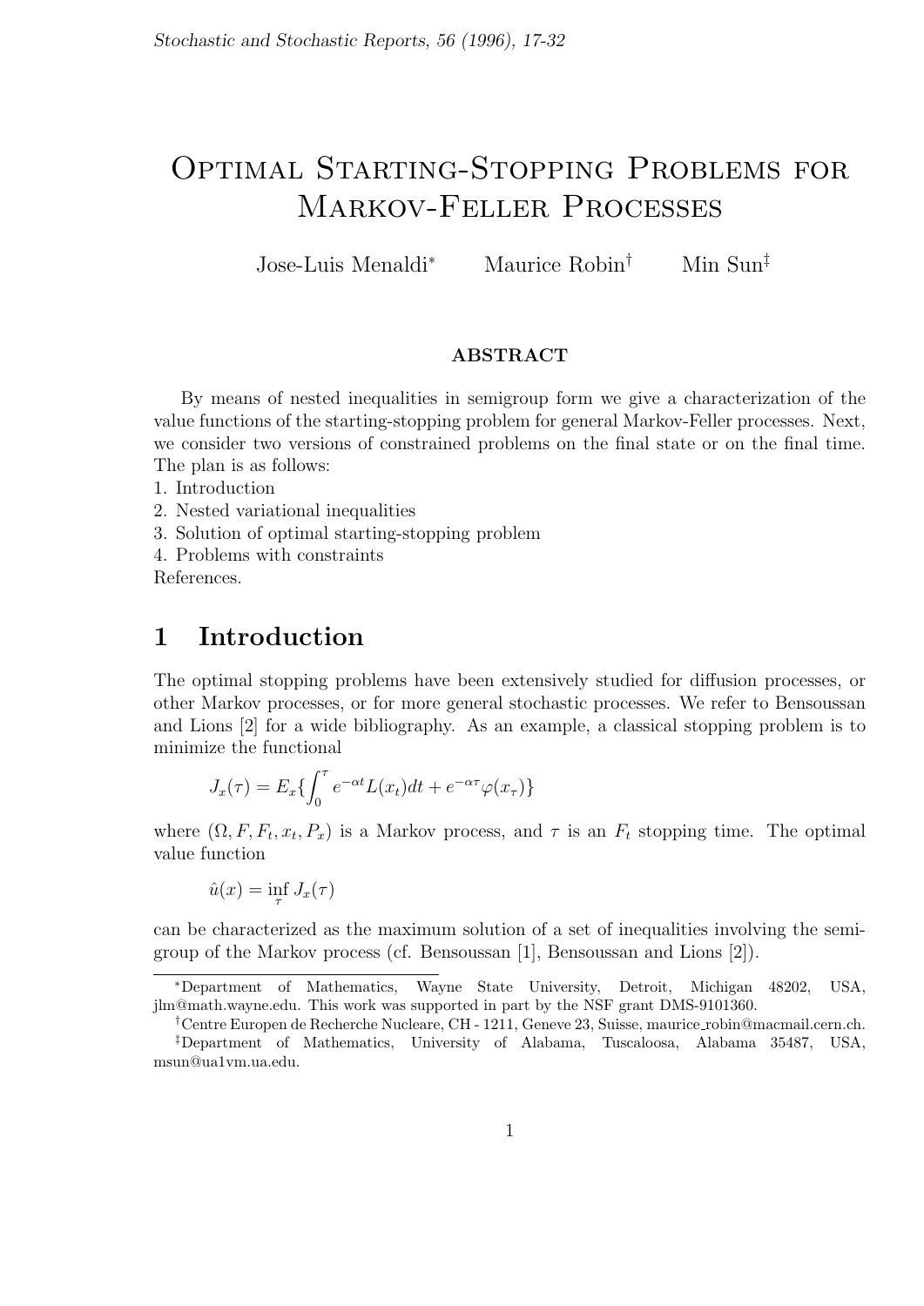# Optimal Starting-Stopping Problems for Markov-Feller Processes

Jose-Luis Menaldi* Maurice Robin† Min Sun‡

**ABSTRACT**

By means of nested inequalities in semigroup form we give a characterization of the value functions of the starting-stopping problem for general Markov-Feller processes. Next, we consider two versions of constrained problems on the final state or on the final time. The plan is as follows:
1. Introduction
2. Nested variational inequalities
3. Solution of optimal starting-stopping problem
4. Problems with constraints
References.

## 1 Introduction

The optimal stopping problems have been extensively studied for diffusion processes, or other Markov processes, or for more general stochastic processes. We refer to Bensoussan and Lions [2] for a wide bibliography. As an example, a classical stopping problem is to minimize the functional

$$J_x(\tau) = E_x\{\int_0^\tau e^{-\alpha t} L(x_t) dt + e^{-\alpha\tau}\varphi(x_\tau)\}$$

where $(\Omega, F, F_t, x_t, P_x)$ is a Markov process, and $\tau$ is an $F_t$ stopping time. The optimal value function

$$\hat{u}(x) = \inf_\tau J_x(\tau)$$

can be characterized as the maximum solution of a set of inequalities involving the semigroup of the Markov process (cf. Bensoussan [1], Bensoussan and Lions [2]).

*Department of Mathematics, Wayne State University, Detroit, Michigan 48202, USA, jlm@math.wayne.edu. This work was supported in part by the NSF grant DMS-9101360.

†Centre Europen de Recherche Nucleare, CH - 1211, Geneve 23, Suisse, maurice_robin@macmail.cern.ch.

‡Department of Mathematics, University of Alabama, Tuscaloosa, Alabama 35487, USA, msun@ua1vm.ua.edu.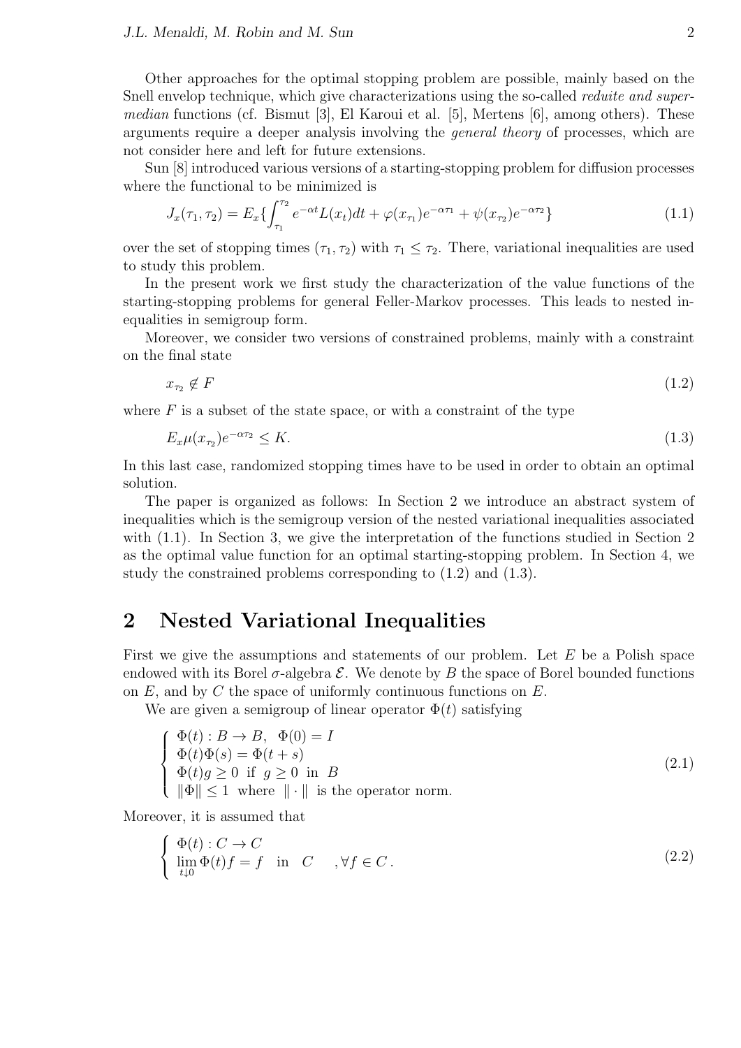Other approaches for the optimal stopping problem are possible, mainly based on the Snell envelop technique, which give characterizations using the so-called *reduite and super-median* functions (cf. Bismut [3], El Karoui et al. [5], Mertens [6], among others). These arguments require a deeper analysis involving the *general theory* of processes, which are not consider here and left for future extensions.

Sun [8] introduced various versions of a starting-stopping problem for diffusion processes where the functional to be minimized is

$$J_x(\tau_1,\tau_2) = E_x\{\int_{\tau_1}^{\tau_2} e^{-\alpha t} L(x_t)dt + \varphi(x_{\tau_1})e^{-\alpha\tau_1} + \psi(x_{\tau_2})e^{-\alpha\tau_2}\} \tag{1.1}$$

over the set of stopping times $(\tau_1,\tau_2)$ with $\tau_1 \le \tau_2$. There, variational inequalities are used to study this problem.

In the present work we first study the characterization of the value functions of the starting-stopping problems for general Feller-Markov processes. This leads to nested inequalities in semigroup form.

Moreover, we consider two versions of constrained problems, mainly with a constraint on the final state

$$x_{\tau_2} \notin F \tag{1.2}$$

where $F$ is a subset of the state space, or with a constraint of the type

$$E_x\mu(x_{\tau_2})e^{-\alpha\tau_2} \le K. \tag{1.3}$$

In this last case, randomized stopping times have to be used in order to obtain an optimal solution.

The paper is organized as follows: In Section 2 we introduce an abstract system of inequalities which is the semigroup version of the nested variational inequalities associated with (1.1). In Section 3, we give the interpretation of the functions studied in Section 2 as the optimal value function for an optimal starting-stopping problem. In Section 4, we study the constrained problems corresponding to (1.2) and (1.3).

## 2 Nested Variational Inequalities

First we give the assumptions and statements of our problem. Let $E$ be a Polish space endowed with its Borel $\sigma$-algebra $\mathcal{E}$. We denote by $B$ the space of Borel bounded functions on $E$, and by $C$ the space of uniformly continuous functions on $E$.

We are given a semigroup of linear operator $\Phi(t)$ satisfying

$$\begin{cases} \Phi(t) : B \to B, \;\; \Phi(0) = I \\ \Phi(t)\Phi(s) = \Phi(t+s) \\ \Phi(t)g \ge 0 \;\text{ if }\; g \ge 0 \;\text{ in }\; B \\ \|\Phi\| \le 1 \;\text{ where }\; \|\cdot\| \;\text{ is the operator norm.} \end{cases} \tag{2.1}$$

Moreover, it is assumed that

$$\begin{cases} \Phi(t) : C \to C \\ \lim\limits_{t \downarrow 0} \Phi(t)f = f \quad \text{in} \quad C \qquad , \forall f \in C\,. \end{cases} \tag{2.2}$$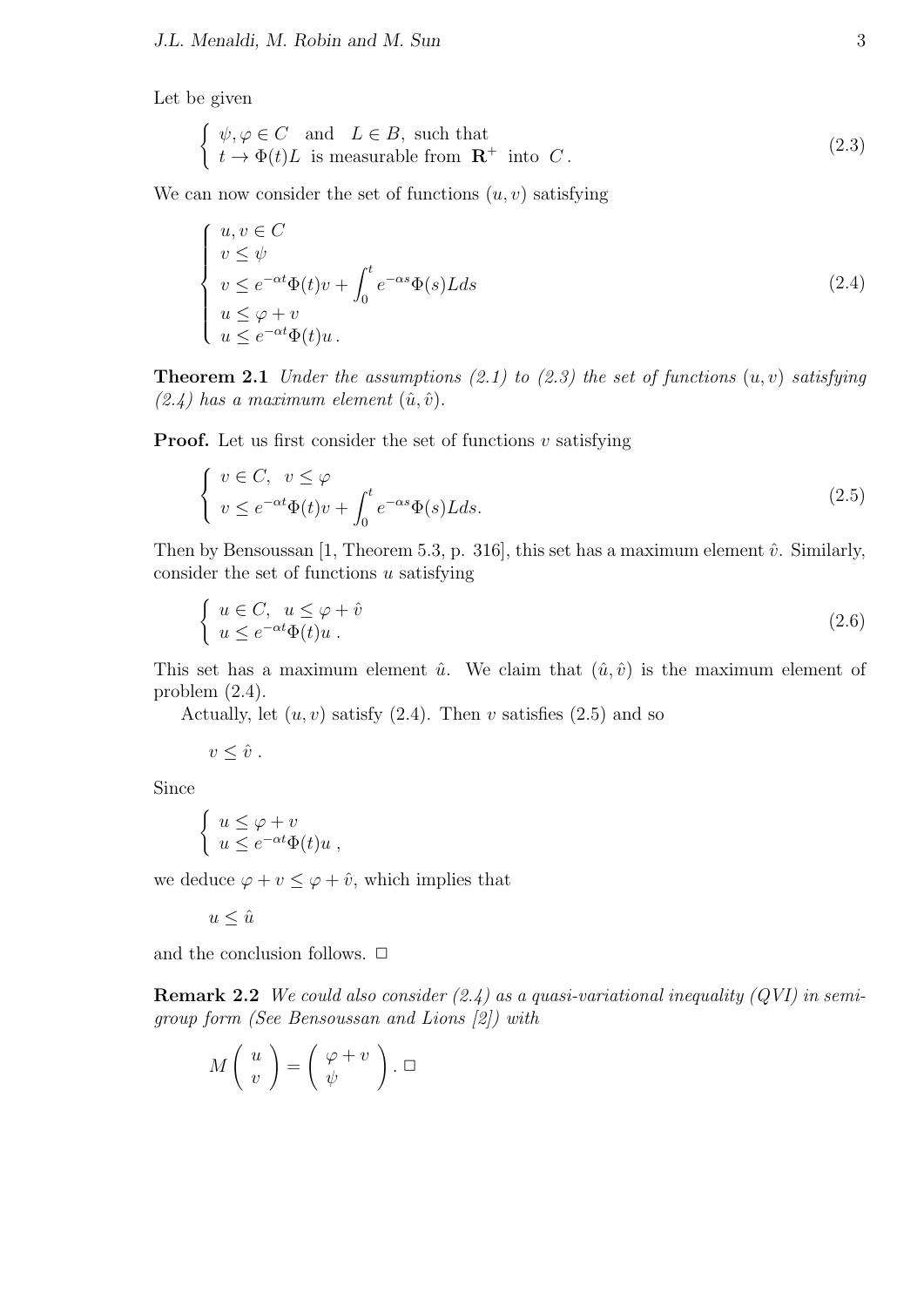Let be given

$$
\begin{cases} \psi, \varphi \in C \quad \text{and} \quad L \in B, \text{ such that} \\ t \to \Phi(t)L \ \text{ is measurable from } \mathbf{R}^+ \text{ into } C\,. \end{cases} \tag{2.3}
$$

We can now consider the set of functions $(u, v)$ satisfying

$$
\begin{cases} u, v \in C \\ v \leq \psi \\ v \leq e^{-\alpha t}\Phi(t)v + \displaystyle\int_0^t e^{-\alpha s}\Phi(s)L ds \\ u \leq \varphi + v \\ u \leq e^{-\alpha t}\Phi(t)u\,. \end{cases} \tag{2.4}
$$

**Theorem 2.1** *Under the assumptions (2.1) to (2.3) the set of functions $(u, v)$ satisfying (2.4) has a maximum element $(\hat{u}, \hat{v})$.*

**Proof.** Let us first consider the set of functions $v$ satisfying

$$
\begin{cases} v \in C, \quad v \leq \varphi \\ v \leq e^{-\alpha t}\Phi(t)v + \displaystyle\int_0^t e^{-\alpha s}\Phi(s)L ds. \end{cases} \tag{2.5}
$$

Then by Bensoussan [1, Theorem 5.3, p. 316], this set has a maximum element $\hat{v}$. Similarly, consider the set of functions $u$ satisfying

$$
\begin{cases} u \in C, \quad u \leq \varphi + \hat{v} \\ u \leq e^{-\alpha t}\Phi(t)u\,. \end{cases} \tag{2.6}
$$

This set has a maximum element $\hat{u}$. We claim that $(\hat{u}, \hat{v})$ is the maximum element of problem (2.4).

Actually, let $(u, v)$ satisfy (2.4). Then $v$ satisfies (2.5) and so

$$
v \leq \hat{v}\,.
$$

Since

$$
\begin{cases} u \leq \varphi + v \\ u \leq e^{-\alpha t}\Phi(t)u\,, \end{cases}
$$

we deduce $\varphi + v \leq \varphi + \hat{v}$, which implies that

$$
u \leq \hat{u}
$$

and the conclusion follows. $\Box$

**Remark 2.2** *We could also consider (2.4) as a quasi-variational inequality (QVI) in semi-group form (See Bensoussan and Lions [2]) with*

$$
M \begin{pmatrix} u \\ v \end{pmatrix} = \begin{pmatrix} \varphi + v \\ \psi \end{pmatrix}. \ \Box
$$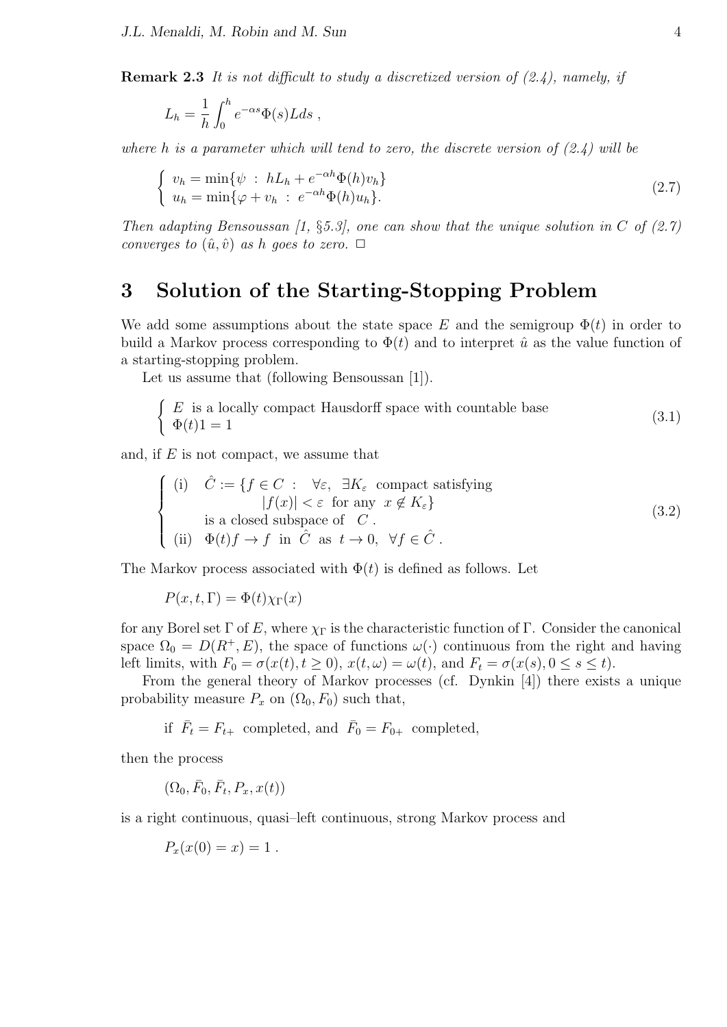**Remark 2.3** *It is not difficult to study a discretized version of (2.4), namely, if*

$$L_h = \frac{1}{h}\int_0^h e^{-\alpha s}\Phi(s)L ds \ ,$$

*where $h$ is a parameter which will tend to zero, the discrete version of (2.4) will be*

$$\left\{\begin{array}{l} v_h = \min\{\psi \ : \ hL_h + e^{-\alpha h}\Phi(h)v_h\} \\ u_h = \min\{\varphi + v_h \ : \ e^{-\alpha h}\Phi(h)u_h\}. \end{array}\right. \tag{2.7}$$

*Then adapting Bensoussan [1, §5.3], one can show that the unique solution in $C$ of (2.7) converges to $(\hat{u},\hat{v})$ as $h$ goes to zero.* $\Box$

# 3 Solution of the Starting-Stopping Problem

We add some assumptions about the state space $E$ and the semigroup $\Phi(t)$ in order to build a Markov process corresponding to $\Phi(t)$ and to interpret $\hat{u}$ as the value function of a starting-stopping problem.

Let us assume that (following Bensoussan [1]).

$$\left\{\begin{array}{l} E \ \text{ is a locally compact Hausdorff space with countable base} \\ \Phi(t)1 = 1 \end{array}\right. \tag{3.1}$$

and, if $E$ is not compact, we assume that

$$\left\{\begin{array}{ll} \text{(i)} & \hat{C} := \{f \in C \ : \ \forall\varepsilon, \ \exists K_\varepsilon \ \text{ compact satisfying} \\ & \qquad\qquad |f(x)| < \varepsilon \ \text{ for any } \ x \notin K_\varepsilon\} \\ & \quad \text{is a closed subspace of } \ C \ . \\ \text{(ii)} & \Phi(t)f \to f \ \text{ in } \ \hat{C} \ \text{ as } \ t \to 0, \ \ \forall f \in \hat{C} \ . \end{array}\right. \tag{3.2}$$

The Markov process associated with $\Phi(t)$ is defined as follows. Let

$$P(x,t,\Gamma) = \Phi(t)\chi_\Gamma(x)$$

for any Borel set $\Gamma$ of $E$, where $\chi_\Gamma$ is the characteristic function of $\Gamma$. Consider the canonical space $\Omega_0 = D(R^+,E)$, the space of functions $\omega(\cdot)$ continuous from the right and having left limits, with $F_0 = \sigma(x(t), t \geq 0)$, $x(t,\omega) = \omega(t)$, and $F_t = \sigma(x(s), 0 \leq s \leq t)$.

From the general theory of Markov processes (cf. Dynkin [4]) there exists a unique probability measure $P_x$ on $(\Omega_0, F_0)$ such that,

if $\bar{F}_t = F_{t+}$ completed, and $\bar{F}_0 = F_{0+}$ completed,

then the process

$$(\Omega_0, \bar{F}_0, \bar{F}_t, P_x, x(t))$$

is a right continuous, quasi–left continuous, strong Markov process and

$$P_x(x(0) = x) = 1 \ .$$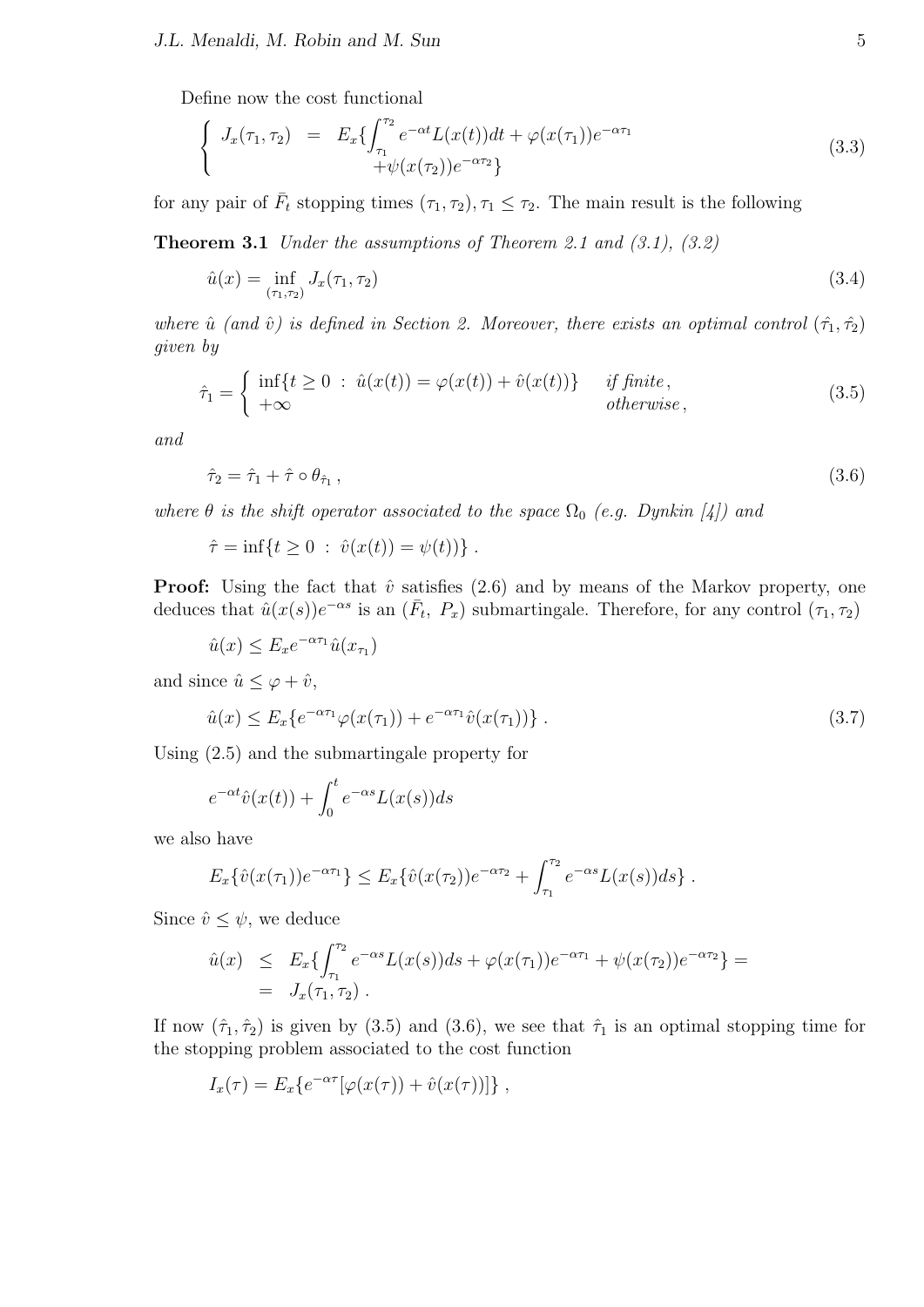Define now the cost functional

$$
\left\{ \begin{array}{rcl} J_x(\tau_1,\tau_2) & = & E_x\{\int_{\tau_1}^{\tau_2} e^{-\alpha t}L(x(t))dt + \varphi(x(\tau_1))e^{-\alpha\tau_1} \\ & & +\psi(x(\tau_2))e^{-\alpha\tau_2}\} \end{array} \right. \tag{3.3}
$$

for any pair of $\bar{F}_t$ stopping times $(\tau_1,\tau_2), \tau_1 \leq \tau_2$. The main result is the following

**Theorem 3.1** *Under the assumptions of Theorem 2.1 and (3.1), (3.2)*

$$
\hat{u}(x) = \inf_{(\tau_1,\tau_2)} J_x(\tau_1,\tau_2) \tag{3.4}
$$

*where $\hat{u}$ (and $\hat{v}$) is defined in Section 2. Moreover, there exists an optimal control $(\hat{\tau}_1,\hat{\tau}_2)$ given by*

$$
\hat{\tau}_1 = \left\{ \begin{array}{ll} \inf\{t \geq 0 \ : \ \hat{u}(x(t)) = \varphi(x(t)) + \hat{v}(x(t))\} & \text{if finite}\,, \\ +\infty & \text{otherwise}\,, \end{array} \right. \tag{3.5}
$$

*and*

$$
\hat{\tau}_2 = \hat{\tau}_1 + \hat{\tau}\circ\theta_{\hat{\tau}_1}\,, \tag{3.6}
$$

*where $\theta$ is the shift operator associated to the space $\Omega_0$ (e.g. Dynkin [4]) and*

$$
\hat{\tau} = \inf\{t \geq 0 \ : \ \hat{v}(x(t)) = \psi(t))\}\,.
$$

**Proof:** Using the fact that $\hat{v}$ satisfies (2.6) and by means of the Markov property, one deduces that $\hat{u}(x(s))e^{-\alpha s}$ is an $(\bar{F}_t,\ P_x)$ submartingale. Therefore, for any control $(\tau_1,\tau_2)$

$$
\hat{u}(x) \leq E_x e^{-\alpha\tau_1}\hat{u}(x_{\tau_1})
$$

and since $\hat{u} \leq \varphi + \hat{v}$,

$$
\hat{u}(x) \leq E_x\{e^{-\alpha\tau_1}\varphi(x(\tau_1)) + e^{-\alpha\tau_1}\hat{v}(x(\tau_1))\}\,. \tag{3.7}
$$

Using (2.5) and the submartingale property for

$$
e^{-\alpha t}\hat{v}(x(t)) + \int_0^t e^{-\alpha s}L(x(s))ds
$$

we also have

$$
E_x\{\hat{v}(x(\tau_1))e^{-\alpha\tau_1}\} \leq E_x\{\hat{v}(x(\tau_2))e^{-\alpha\tau_2} + \int_{\tau_1}^{\tau_2} e^{-\alpha s}L(x(s))ds\}\,.
$$

Since $\hat{v} \leq \psi$, we deduce

$$
\begin{array}{rcl} \hat{u}(x) & \leq & E_x\{\int_{\tau_1}^{\tau_2} e^{-\alpha s}L(x(s))ds + \varphi(x(\tau_1))e^{-\alpha\tau_1} + \psi(x(\tau_2))e^{-\alpha\tau_2}\} = \\ & = & J_x(\tau_1,\tau_2)\,. \end{array}
$$

If now $(\hat{\tau}_1,\hat{\tau}_2)$ is given by (3.5) and (3.6), we see that $\hat{\tau}_1$ is an optimal stopping time for the stopping problem associated to the cost function

$$
I_x(\tau) = E_x\{e^{-\alpha\tau}[\varphi(x(\tau)) + \hat{v}(x(\tau))]\}\,,
$$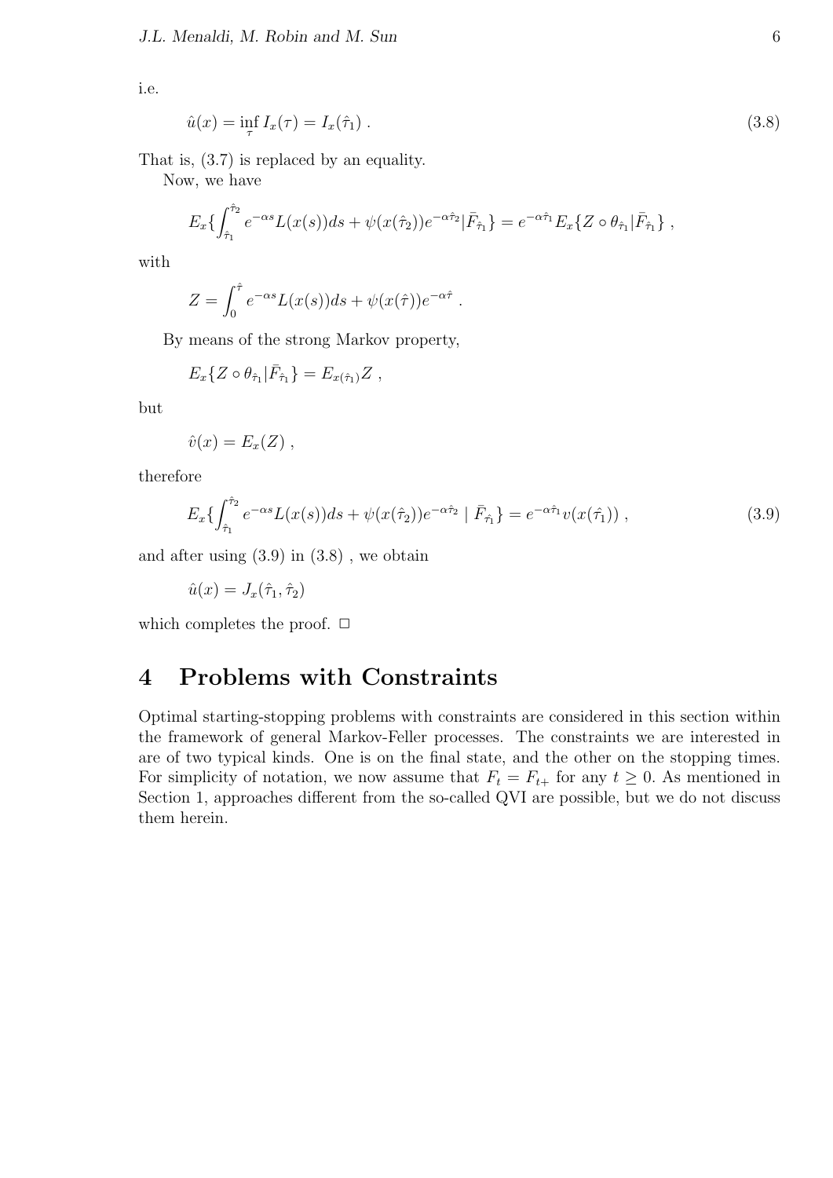i.e.

$$\hat{u}(x) = \inf_{\tau} I_x(\tau) = I_x(\hat{\tau}_1) \ . \tag{3.8}$$

That is, (3.7) is replaced by an equality.

Now, we have

$$E_x\{\int_{\hat{\tau}_1}^{\hat{\tau}_2} e^{-\alpha s} L(x(s))ds + \psi(x(\hat{\tau}_2))e^{-\alpha\hat{\tau}_2} | \bar{F}_{\hat{\tau}_1}\} = e^{-\alpha\hat{\tau}_1} E_x\{Z \circ \theta_{\hat{\tau}_1} | \bar{F}_{\hat{\tau}_1}\} \ ,$$

with

$$Z = \int_0^{\hat{\tau}} e^{-\alpha s} L(x(s))ds + \psi(x(\hat{\tau}))e^{-\alpha\hat{\tau}} \ .$$

By means of the strong Markov property,

$$E_x\{Z \circ \theta_{\hat{\tau}_1} | \bar{F}_{\hat{\tau}_1}\} = E_{x(\hat{\tau}_1)} Z \ ,$$

but

$$\hat{v}(x) = E_x(Z) \ ,$$

therefore

$$E_x\{\int_{\hat{\tau}_1}^{\hat{\tau}_2} e^{-\alpha s} L(x(s))ds + \psi(x(\hat{\tau}_2))e^{-\alpha\hat{\tau}_2} \mid \bar{F}_{\hat{\tau}_1}\} = e^{-\alpha\hat{\tau}_1} v(x(\hat{\tau}_1)) \ , \tag{3.9}$$

and after using (3.9) in (3.8) , we obtain

$$\hat{u}(x) = J_x(\hat{\tau}_1, \hat{\tau}_2)$$

which completes the proof. $\Box$

# 4 Problems with Constraints

Optimal starting-stopping problems with constraints are considered in this section within the framework of general Markov-Feller processes. The constraints we are interested in are of two typical kinds. One is on the final state, and the other on the stopping times. For simplicity of notation, we now assume that $F_t = F_{t+}$ for any $t \geq 0$. As mentioned in Section 1, approaches different from the so-called QVI are possible, but we do not discuss them herein.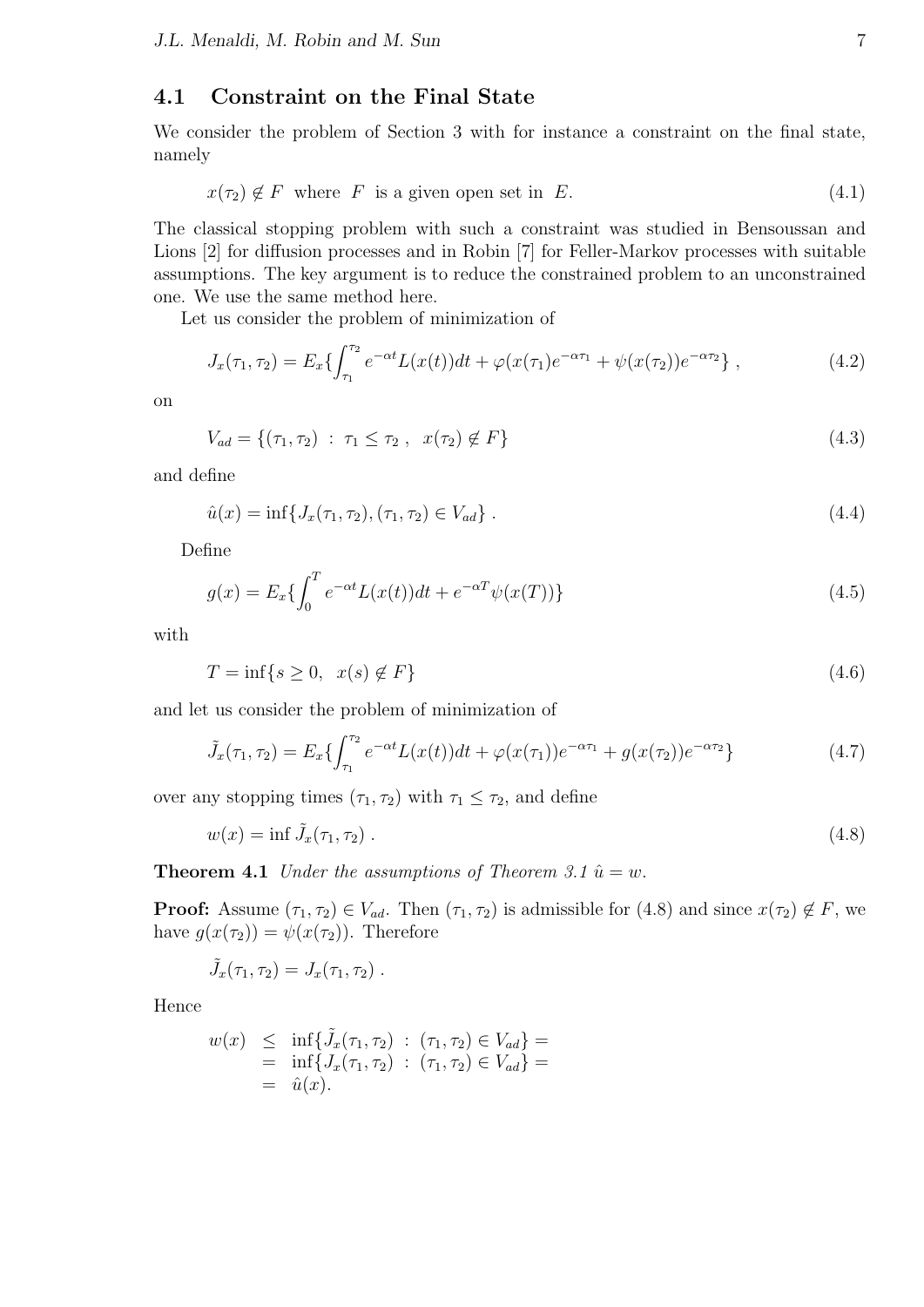## 4.1 Constraint on the Final State

We consider the problem of Section 3 with for instance a constraint on the final state, namely

$$x(\tau_2) \notin F \quad \text{where } F \text{ is a given open set in } E. \tag{4.1}$$

The classical stopping problem with such a constraint was studied in Bensoussan and Lions [2] for diffusion processes and in Robin [7] for Feller-Markov processes with suitable assumptions. The key argument is to reduce the constrained problem to an unconstrained one. We use the same method here.

Let us consider the problem of minimization of

$$J_x(\tau_1, \tau_2) = E_x\{\int_{\tau_1}^{\tau_2} e^{-\alpha t} L(x(t))dt + \varphi(x(\tau_1)e^{-\alpha\tau_1} + \psi(x(\tau_2))e^{-\alpha\tau_2}\}\ , \tag{4.2}$$

on

$$V_{ad} = \{(\tau_1, \tau_2)\ :\ \tau_1 \leq \tau_2\ ,\ \ x(\tau_2) \notin F\} \tag{4.3}$$

and define

$$\hat{u}(x) = \inf\{J_x(\tau_1, \tau_2), (\tau_1, \tau_2) \in V_{ad}\}\ . \tag{4.4}$$

Define

$$g(x) = E_x\{\int_0^T e^{-\alpha t} L(x(t))dt + e^{-\alpha T}\psi(x(T))\} \tag{4.5}$$

with

$$T = \inf\{s \geq 0,\ \ x(s) \notin F\} \tag{4.6}$$

and let us consider the problem of minimization of

$$\tilde{J}_x(\tau_1, \tau_2) = E_x\{\int_{\tau_1}^{\tau_2} e^{-\alpha t} L(x(t))dt + \varphi(x(\tau_1))e^{-\alpha\tau_1} + g(x(\tau_2))e^{-\alpha\tau_2}\} \tag{4.7}$$

over any stopping times $(\tau_1, \tau_2)$ with $\tau_1 \leq \tau_2$, and define

$$w(x) = \inf \tilde{J}_x(\tau_1, \tau_2)\ . \tag{4.8}$$

**Theorem 4.1** *Under the assumptions of Theorem 3.1 $\hat{u} = w$.*

**Proof:** Assume $(\tau_1, \tau_2) \in V_{ad}$. Then $(\tau_1, \tau_2)$ is admissible for (4.8) and since $x(\tau_2) \notin F$, we have $g(x(\tau_2)) = \psi(x(\tau_2))$. Therefore

$$\tilde{J}_x(\tau_1, \tau_2) = J_x(\tau_1, \tau_2)\ .$$

Hence

$$\begin{aligned} w(x) &\leq \inf\{\tilde{J}_x(\tau_1, \tau_2)\ :\ (\tau_1, \tau_2) \in V_{ad}\} = \\ &= \inf\{J_x(\tau_1, \tau_2)\ :\ (\tau_1, \tau_2) \in V_{ad}\} = \\ &= \hat{u}(x). \end{aligned}$$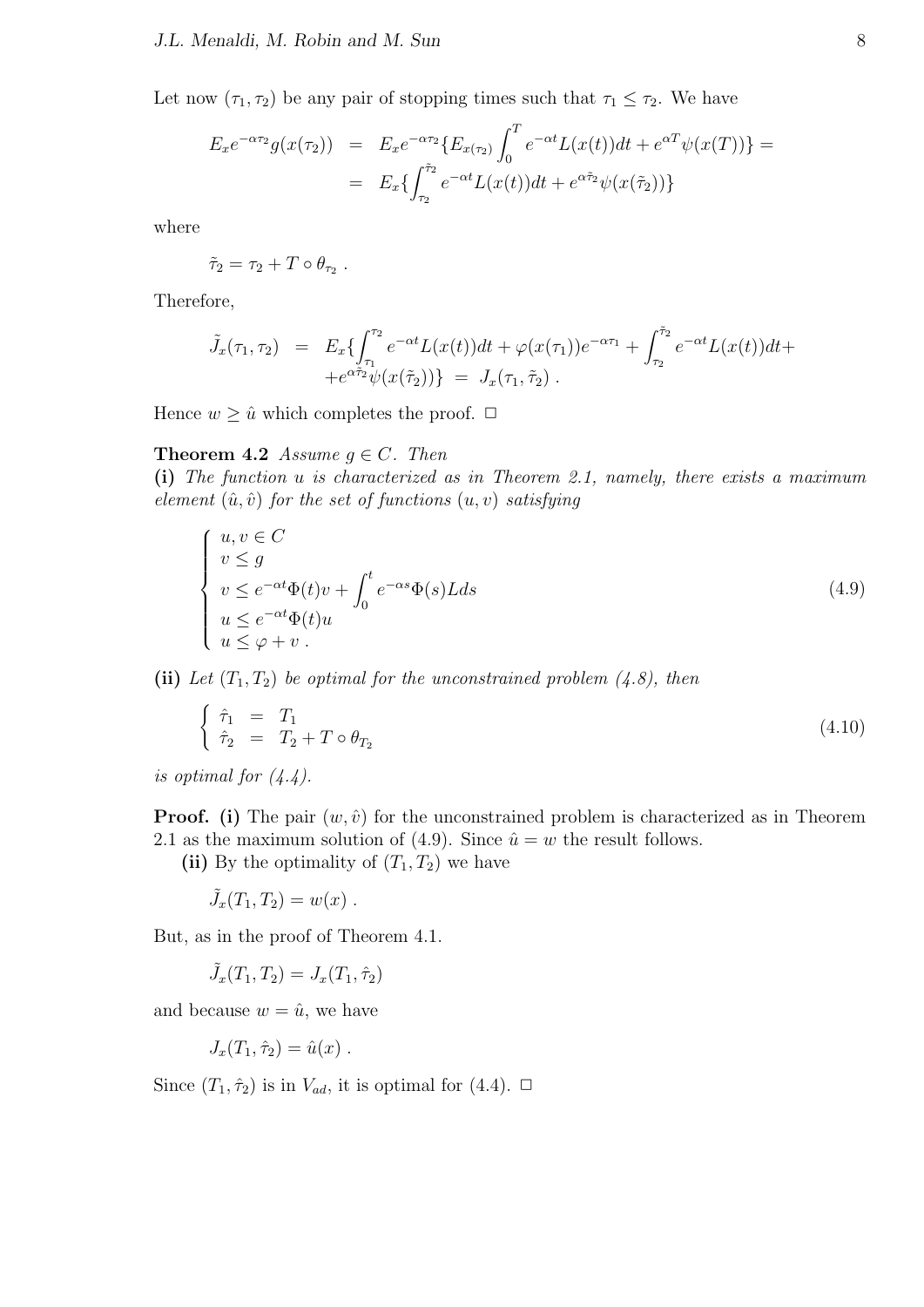Let now $(\tau_1, \tau_2)$ be any pair of stopping times such that $\tau_1 \leq \tau_2$. We have

$$
\begin{aligned}
E_x e^{-\alpha\tau_2} g(x(\tau_2)) &= E_x e^{-\alpha\tau_2}\{E_{x(\tau_2)} \int_0^T e^{-\alpha t} L(x(t))dt + e^{\alpha T}\psi(x(T))\} = \\
&= E_x\{\int_{\tau_2}^{\tilde{\tau}_2} e^{-\alpha t} L(x(t))dt + e^{\alpha\tilde{\tau}_2}\psi(x(\tilde{\tau}_2))\}
\end{aligned}
$$

where

$$
\tilde{\tau}_2 = \tau_2 + T \circ \theta_{\tau_2} .
$$

Therefore,

$$
\begin{aligned}
\tilde{J}_x(\tau_1, \tau_2) &= E_x\{\int_{\tau_1}^{\tau_2} e^{-\alpha t} L(x(t))dt + \varphi(x(\tau_1))e^{-\alpha\tau_1} + \int_{\tau_2}^{\tilde{\tau}_2} e^{-\alpha t} L(x(t))dt + \\
&\quad + e^{\alpha\tilde{\tau}_2}\psi(x(\tilde{\tau}_2))\} \;=\; J_x(\tau_1, \tilde{\tau}_2) .
\end{aligned}
$$

Hence $w \geq \hat{u}$ which completes the proof. $\Box$

**Theorem 4.2** *Assume $g \in C$. Then*
**(i)** *The function $u$ is characterized as in Theorem 2.1, namely, there exists a maximum element $(\hat{u}, \hat{v})$ for the set of functions $(u, v)$ satisfying*

$$
\left\{
\begin{array}{l}
u, v \in C \\
v \leq g \\
v \leq e^{-\alpha t}\Phi(t)v + \displaystyle\int_0^t e^{-\alpha s}\Phi(s)L ds \\
u \leq e^{-\alpha t}\Phi(t)u \\
u \leq \varphi + v \, .
\end{array}
\right.
\tag{4.9}
$$

**(ii)** *Let $(T_1, T_2)$ be optimal for the unconstrained problem (4.8), then*

$$
\left\{
\begin{array}{lcl}
\hat{\tau}_1 &=& T_1 \\
\hat{\tau}_2 &=& T_2 + T \circ \theta_{T_2}
\end{array}
\right.
\tag{4.10}
$$

*is optimal for (4.4).*

**Proof. (i)** The pair $(w, \hat{v})$ for the unconstrained problem is characterized as in Theorem 2.1 as the maximum solution of (4.9). Since $\hat{u} = w$ the result follows.

**(ii)** By the optimality of $(T_1, T_2)$ we have

$$
\tilde{J}_x(T_1, T_2) = w(x) .
$$

But, as in the proof of Theorem 4.1.

$$
\tilde{J}_x(T_1, T_2) = J_x(T_1, \hat{\tau}_2)
$$

and because $w = \hat{u}$, we have

$$
J_x(T_1, \hat{\tau}_2) = \hat{u}(x) .
$$

Since $(T_1, \hat{\tau}_2)$ is in $V_{ad}$, it is optimal for (4.4). $\Box$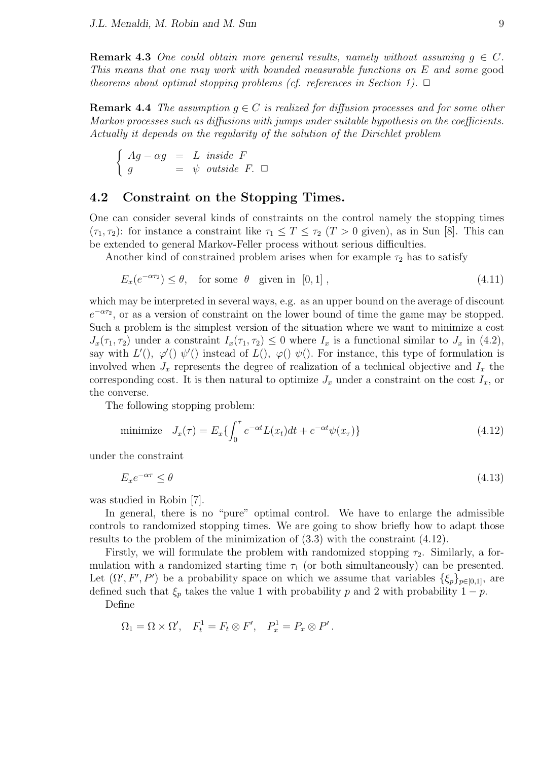**Remark 4.3** *One could obtain more general results, namely without assuming $g \in C$. This means that one may work with bounded measurable functions on $E$ and some* good *theorems about optimal stopping problems (cf. references in Section 1).* $\Box$

**Remark 4.4** *The assumption $g \in C$ is realized for diffusion processes and for some other Markov processes such as diffusions with jumps under suitable hypothesis on the coefficients. Actually it depends on the regularity of the solution of the Dirichlet problem*

$$\begin{cases} Ag - \alpha g &= L \ \textit{inside } F \\ g &= \psi \ \textit{outside } F. \ \Box \end{cases}$$

## 4.2 Constraint on the Stopping Times.

One can consider several kinds of constraints on the control namely the stopping times $(\tau_1, \tau_2)$: for instance a constraint like $\tau_1 \leq T \leq \tau_2$ ($T > 0$ given), as in Sun [8]. This can be extended to general Markov-Feller process without serious difficulties.

Another kind of constrained problem arises when for example $\tau_2$ has to satisfy

$$E_x(e^{-\alpha\tau_2}) \leq \theta, \quad \text{for some} \quad \theta \quad \text{given in} \quad [0, 1] \,, \tag{4.11}$$

which may be interpreted in several ways, e.g. as an upper bound on the average of discount $e^{-\alpha\tau_2}$, or as a version of constraint on the lower bound of time the game may be stopped. Such a problem is the simplest version of the situation where we want to minimize a cost $J_x(\tau_1, \tau_2)$ under a constraint $I_x(\tau_1, \tau_2) \leq 0$ where $I_x$ is a functional similar to $J_x$ in (4.2), say with $L'()$, $\varphi'()$ $\psi'()$ instead of $L()$, $\varphi()$ $\psi()$. For instance, this type of formulation is involved when $J_x$ represents the degree of realization of a technical objective and $I_x$ the corresponding cost. It is then natural to optimize $J_x$ under a constraint on the cost $I_x$, or the converse.

The following stopping problem:

$$\text{minimize} \quad J_x(\tau) = E_x\{\int_0^\tau e^{-\alpha t} L(x_t) dt + e^{-\alpha t}\psi(x_\tau)\} \tag{4.12}$$

under the constraint

$$E_x e^{-\alpha\tau} \leq \theta \tag{4.13}$$

was studied in Robin [7].

In general, there is no "pure" optimal control. We have to enlarge the admissible controls to randomized stopping times. We are going to show briefly how to adapt those results to the problem of the minimization of (3.3) with the constraint (4.12).

Firstly, we will formulate the problem with randomized stopping $\tau_2$. Similarly, a formulation with a randomized starting time $\tau_1$ (or both simultaneously) can be presented. Let $(\Omega', F', P')$ be a probability space on which we assume that variables $\{\xi_p\}_{p\in[0,1]}$, are defined such that $\xi_p$ takes the value 1 with probability $p$ and 2 with probability $1 - p$.

Define

$$\Omega_1 = \Omega \times \Omega', \quad F_t^1 = F_t \otimes F', \quad P_x^1 = P_x \otimes P' \,.$$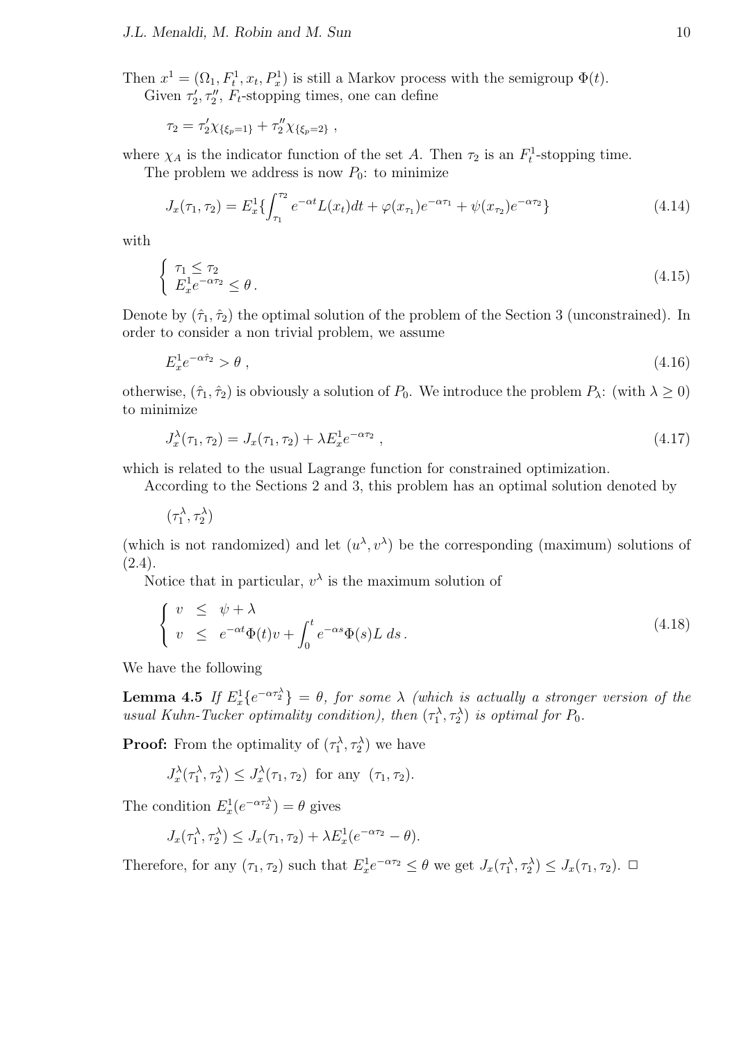Then $x^1 = (\Omega_1, F_t^1, x_t, P_x^1)$ is still a Markov process with the semigroup $\Phi(t)$.

Given $\tau_2', \tau_2''$, $F_t$-stopping times, one can define

$$\tau_2 = \tau_2' \chi_{\{\xi_p = 1\}} + \tau_2'' \chi_{\{\xi_p = 2\}} \ ,$$

where $\chi_A$ is the indicator function of the set $A$. Then $\tau_2$ is an $F_t^1$-stopping time.

The problem we address is now $P_0$: to minimize

$$J_x(\tau_1, \tau_2) = E_x^1 \{ \int_{\tau_1}^{\tau_2} e^{-\alpha t} L(x_t) dt + \varphi(x_{\tau_1}) e^{-\alpha \tau_1} + \psi(x_{\tau_2}) e^{-\alpha \tau_2} \} \tag{4.14}$$

with

$$\begin{cases} \tau_1 \leq \tau_2 \\ E_x^1 e^{-\alpha \tau_2} \leq \theta \, . \end{cases} \tag{4.15}$$

Denote by $(\hat{\tau}_1, \hat{\tau}_2)$ the optimal solution of the problem of the Section 3 (unconstrained). In order to consider a non trivial problem, we assume

$$E_x^1 e^{-\alpha \hat{\tau}_2} > \theta \ , \tag{4.16}$$

otherwise, $(\hat{\tau}_1, \hat{\tau}_2)$ is obviously a solution of $P_0$. We introduce the problem $P_\lambda$: (with $\lambda \geq 0$) to minimize

$$J_x^\lambda(\tau_1, \tau_2) = J_x(\tau_1, \tau_2) + \lambda E_x^1 e^{-\alpha \tau_2} \ , \tag{4.17}$$

which is related to the usual Lagrange function for constrained optimization.

According to the Sections 2 and 3, this problem has an optimal solution denoted by

$$(\tau_1^\lambda, \tau_2^\lambda)$$

(which is not randomized) and let $(u^\lambda, v^\lambda)$ be the corresponding (maximum) solutions of (2.4).

Notice that in particular, $v^\lambda$ is the maximum solution of

$$\begin{cases} v \ \leq \ \psi + \lambda \\ v \ \leq \ e^{-\alpha t} \Phi(t) v + \displaystyle\int_0^t e^{-\alpha s} \Phi(s) L \, ds \, . \end{cases} \tag{4.18}$$

We have the following

**Lemma 4.5** *If $E_x^1 \{ e^{-\alpha \tau_2^\lambda} \} = \theta$, for some $\lambda$ (which is actually a stronger version of the usual Kuhn-Tucker optimality condition), then $(\tau_1^\lambda, \tau_2^\lambda)$ is optimal for $P_0$.*

**Proof:** From the optimality of $(\tau_1^\lambda, \tau_2^\lambda)$ we have

$$J_x^\lambda(\tau_1^\lambda, \tau_2^\lambda) \leq J_x^\lambda(\tau_1, \tau_2) \ \text{ for any } \ (\tau_1, \tau_2).$$

The condition $E_x^1(e^{-\alpha \tau_2^\lambda}) = \theta$ gives

$$J_x(\tau_1^\lambda, \tau_2^\lambda) \leq J_x(\tau_1, \tau_2) + \lambda E_x^1(e^{-\alpha \tau_2} - \theta).$$

Therefore, for any $(\tau_1, \tau_2)$ such that $E_x^1 e^{-\alpha \tau_2} \leq \theta$ we get $J_x(\tau_1^\lambda, \tau_2^\lambda) \leq J_x(\tau_1, \tau_2)$. □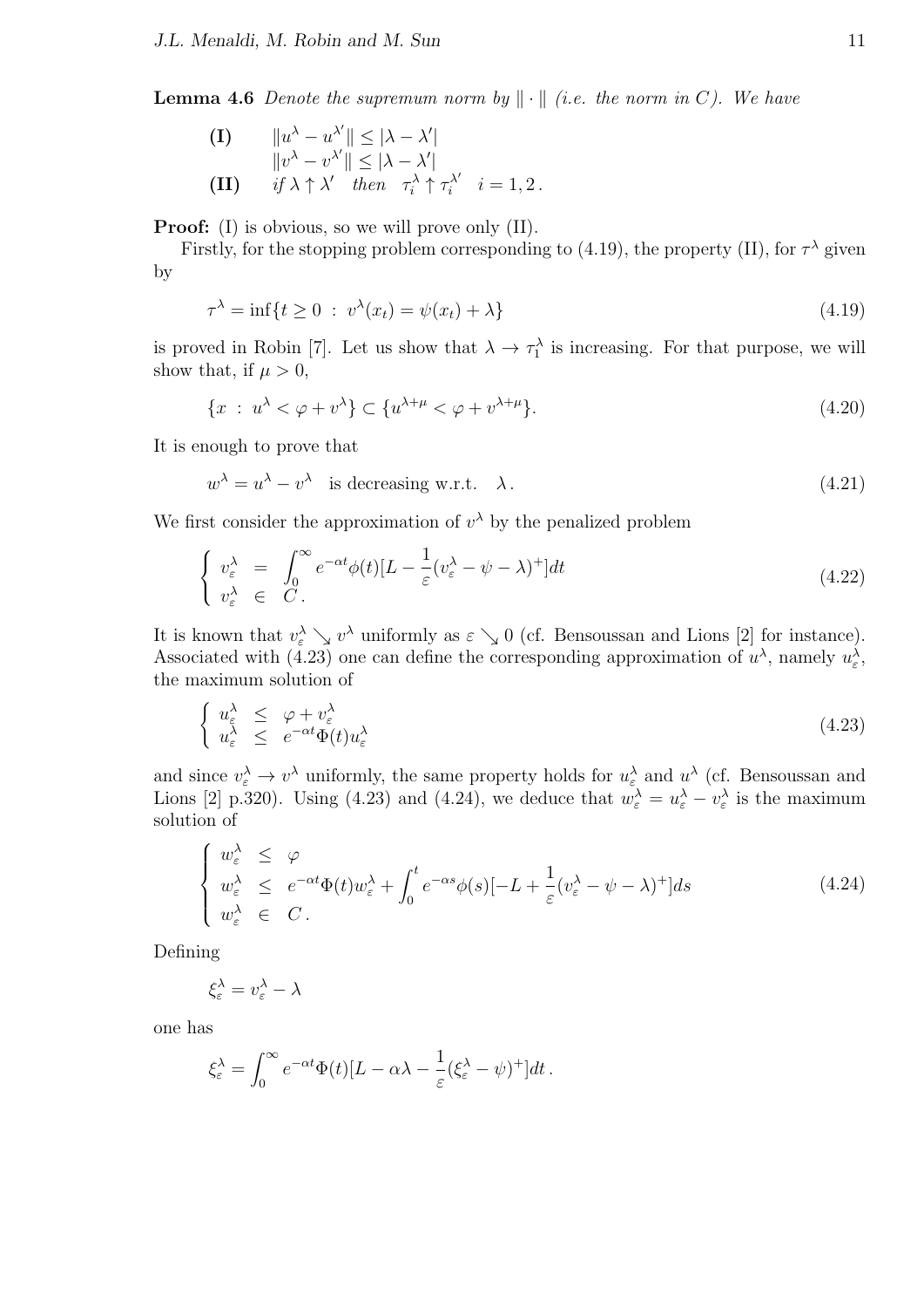**Lemma 4.6** *Denote the supremum norm by $\| \cdot \|$ (i.e. the norm in $C$). We have*

$$
\begin{array}{ll}
\textbf{(I)} & \|u^\lambda - u^{\lambda'}\| \leq |\lambda - \lambda'| \\
 & \|v^\lambda - v^{\lambda'}\| \leq |\lambda - \lambda'| \\
\textbf{(II)} & \textit{if } \lambda \uparrow \lambda' \quad \textit{then} \quad \tau_i^\lambda \uparrow \tau_i^{\lambda'} \quad i = 1, 2\,.
\end{array}
$$

**Proof:** (I) is obvious, so we will prove only (II).

Firstly, for the stopping problem corresponding to (4.19), the property (II), for $\tau^\lambda$ given by

$$
\tau^\lambda = \inf\{t \geq 0 \; : \; v^\lambda(x_t) = \psi(x_t) + \lambda\} \tag{4.19}
$$

is proved in Robin [7]. Let us show that $\lambda \to \tau_1^\lambda$ is increasing. For that purpose, we will show that, if $\mu > 0$,

$$
\{x \; : \; u^\lambda < \varphi + v^\lambda\} \subset \{u^{\lambda+\mu} < \varphi + v^{\lambda+\mu}\}. \tag{4.20}
$$

It is enough to prove that

$$
w^\lambda = u^\lambda - v^\lambda \quad \text{is decreasing w.r.t.} \quad \lambda\,. \tag{4.21}
$$

We first consider the approximation of $v^\lambda$ by the penalized problem

$$
\left\{
\begin{array}{lll}
v_\varepsilon^\lambda & = & \displaystyle\int_0^\infty e^{-\alpha t}\phi(t)[L - \frac{1}{\varepsilon}(v_\varepsilon^\lambda - \psi - \lambda)^+]dt \\
v_\varepsilon^\lambda & \in & C\,.
\end{array}
\right. \tag{4.22}
$$

It is known that $v_\varepsilon^\lambda \searrow v^\lambda$ uniformly as $\varepsilon \searrow 0$ (cf. Bensoussan and Lions [2] for instance). Associated with (4.23) one can define the corresponding approximation of $u^\lambda$, namely $u_\varepsilon^\lambda$, the maximum solution of

$$
\left\{
\begin{array}{lll}
u_\varepsilon^\lambda & \leq & \varphi + v_\varepsilon^\lambda \\
u_\varepsilon^\lambda & \leq & e^{-\alpha t}\Phi(t)u_\varepsilon^\lambda
\end{array}
\right. \tag{4.23}
$$

and since $v_\varepsilon^\lambda \to v^\lambda$ uniformly, the same property holds for $u_\varepsilon^\lambda$ and $u^\lambda$ (cf. Bensoussan and Lions [2] p.320). Using (4.23) and (4.24), we deduce that $w_\varepsilon^\lambda = u_\varepsilon^\lambda - v_\varepsilon^\lambda$ is the maximum solution of

$$
\left\{
\begin{array}{lll}
w_\varepsilon^\lambda & \leq & \varphi \\
w_\varepsilon^\lambda & \leq & e^{-\alpha t}\Phi(t)w_\varepsilon^\lambda + \displaystyle\int_0^t e^{-\alpha s}\phi(s)[-L + \frac{1}{\varepsilon}(v_\varepsilon^\lambda - \psi - \lambda)^+]ds \\
w_\varepsilon^\lambda & \in & C\,.
\end{array}
\right. \tag{4.24}
$$

Defining

$$
\xi_\varepsilon^\lambda = v_\varepsilon^\lambda - \lambda
$$

one has

$$
\xi_\varepsilon^\lambda = \int_0^\infty e^{-\alpha t}\Phi(t)[L - \alpha\lambda - \frac{1}{\varepsilon}(\xi_\varepsilon^\lambda - \psi)^+]dt\,.
$$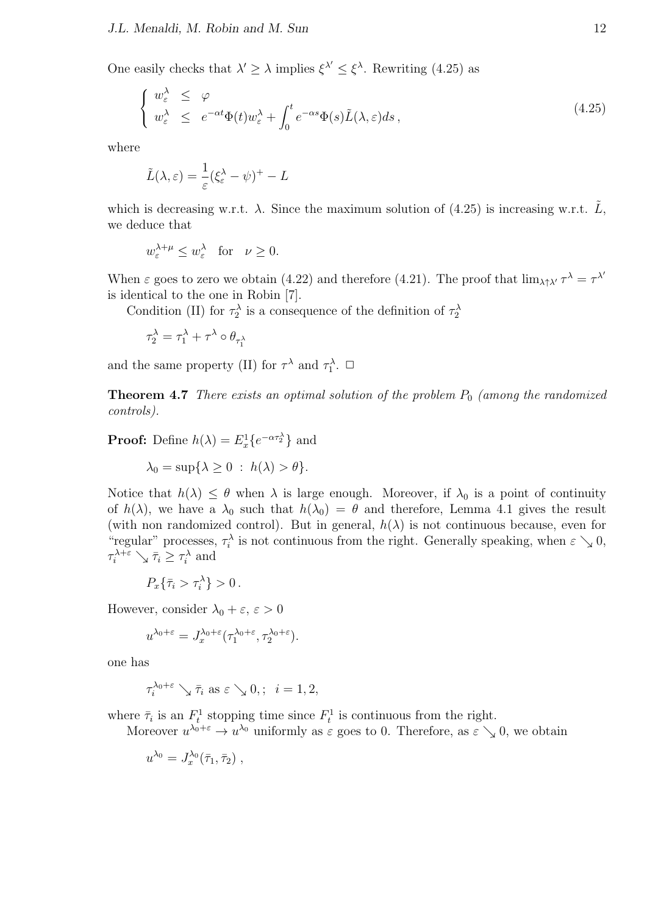One easily checks that $\lambda' \geq \lambda$ implies $\xi^{\lambda'} \leq \xi^{\lambda}$. Rewriting (4.25) as

$$\left\{ \begin{array}{lcl} w_\varepsilon^\lambda & \leq & \varphi \\ w_\varepsilon^\lambda & \leq & e^{-\alpha t}\Phi(t) w_\varepsilon^\lambda + \displaystyle\int_0^t e^{-\alpha s}\Phi(s)\tilde{L}(\lambda,\varepsilon) ds \,, \end{array} \right. \tag{4.25}$$

where

$$\tilde{L}(\lambda,\varepsilon) = \frac{1}{\varepsilon}(\xi_\varepsilon^\lambda - \psi)^+ - L$$

which is decreasing w.r.t. $\lambda$. Since the maximum solution of (4.25) is increasing w.r.t. $\tilde{L}$, we deduce that

$$w_\varepsilon^{\lambda+\mu} \leq w_\varepsilon^\lambda \quad \text{for} \quad \nu \geq 0.$$

When $\varepsilon$ goes to zero we obtain (4.22) and therefore (4.21). The proof that $\lim_{\lambda \uparrow \lambda'} \tau^\lambda = \tau^{\lambda'}$ is identical to the one in Robin [7].

Condition (II) for $\tau_2^\lambda$ is a consequence of the definition of $\tau_2^\lambda$

$$\tau_2^\lambda = \tau_1^\lambda + \tau^\lambda \circ \theta_{\tau_1^\lambda}$$

and the same property (II) for $\tau^\lambda$ and $\tau_1^\lambda$. $\Box$

**Theorem 4.7** *There exists an optimal solution of the problem $P_0$ (among the randomized controls).*

**Proof:** Define $h(\lambda) = E_x^1\{e^{-\alpha \tau_2^\lambda}\}$ and

$$\lambda_0 = \sup\{\lambda \geq 0 \ : \ h(\lambda) > \theta\}.$$

Notice that $h(\lambda) \leq \theta$ when $\lambda$ is large enough. Moreover, if $\lambda_0$ is a point of continuity of $h(\lambda)$, we have a $\lambda_0$ such that $h(\lambda_0) = \theta$ and therefore, Lemma 4.1 gives the result (with non randomized control). But in general, $h(\lambda)$ is not continuous because, even for "regular" processes, $\tau_i^\lambda$ is not continuous from the right. Generally speaking, when $\varepsilon \searrow 0$, $\tau_i^{\lambda+\varepsilon} \searrow \bar{\tau}_i \geq \tau_i^\lambda$ and

$$P_x\{\bar{\tau}_i > \tau_i^\lambda\} > 0\,.$$

However, consider $\lambda_0 + \varepsilon$, $\varepsilon > 0$

$$u^{\lambda_0+\varepsilon} = J_x^{\lambda_0+\varepsilon}(\tau_1^{\lambda_0+\varepsilon}, \tau_2^{\lambda_0+\varepsilon}).$$

one has

$$\tau_i^{\lambda_0+\varepsilon} \searrow \bar{\tau}_i \text{ as } \varepsilon \searrow 0,; \quad i = 1,2,$$

where $\bar{\tau}_i$ is an $F_t^1$ stopping time since $F_t^1$ is continuous from the right.

Moreover $u^{\lambda_0+\varepsilon} \to u^{\lambda_0}$ uniformly as $\varepsilon$ goes to 0. Therefore, as $\varepsilon \searrow 0$, we obtain

$$u^{\lambda_0} = J_x^{\lambda_0}(\bar{\tau}_1, \bar{\tau}_2)\,,$$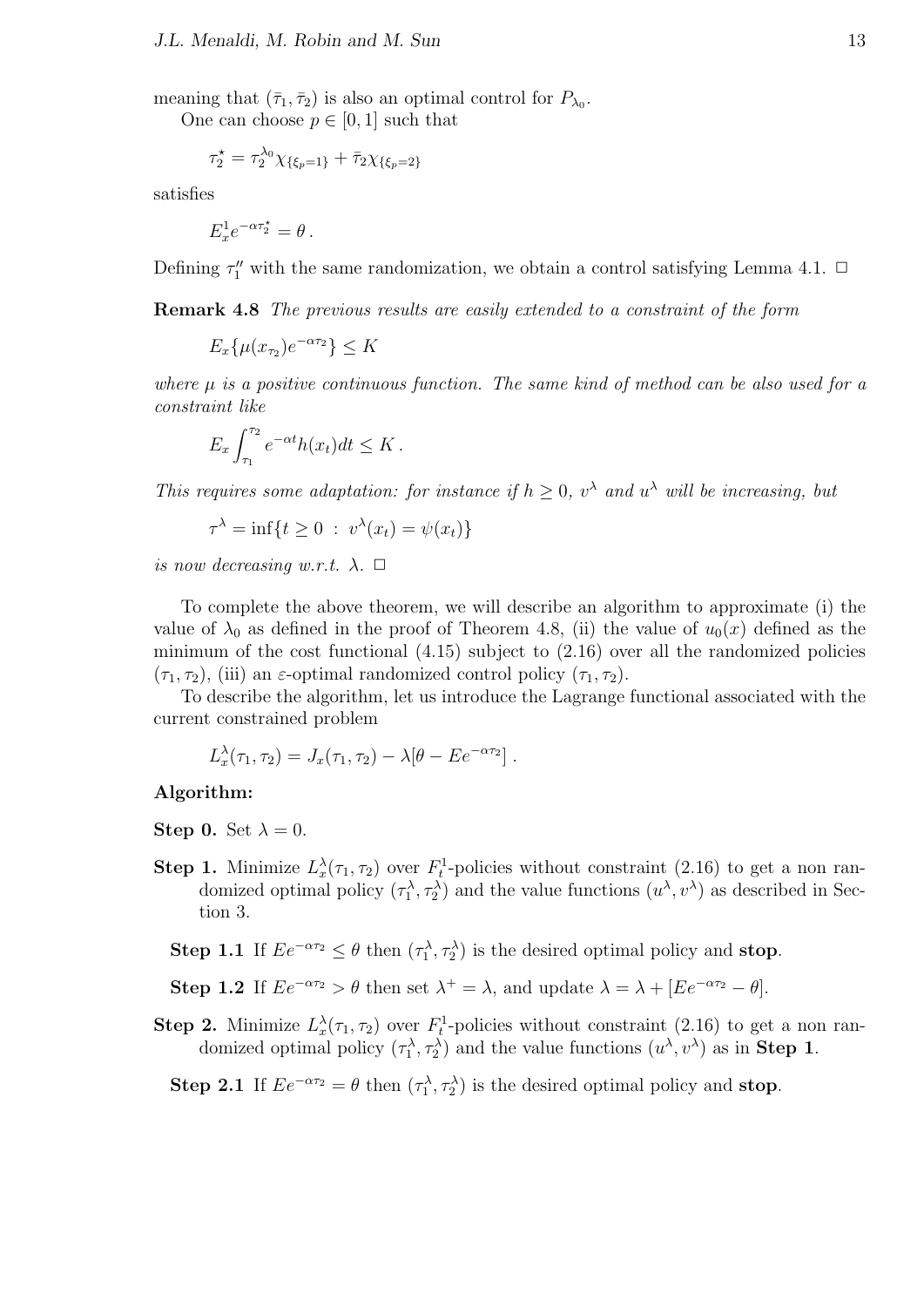meaning that $(\bar{\tau}_1, \bar{\tau}_2)$ is also an optimal control for $P_{\lambda_0}$.

One can choose $p \in [0,1]$ such that

$$\tau_2^\star = \tau_2^{\lambda_0} \chi_{\{\xi_p = 1\}} + \bar{\tau}_2 \chi_{\{\xi_p = 2\}}$$

satisfies

$$E_x^1 e^{-\alpha \tau_2^\star} = \theta \, .$$

Defining $\tau_1''$ with the same randomization, we obtain a control satisfying Lemma 4.1. □

**Remark 4.8** *The previous results are easily extended to a constraint of the form*

$$E_x\{\mu(x_{\tau_2}) e^{-\alpha \tau_2}\} \leq K$$

*where $\mu$ is a positive continuous function. The same kind of method can be also used for a constraint like*

$$E_x \int_{\tau_1}^{\tau_2} e^{-\alpha t} h(x_t) dt \leq K \, .$$

*This requires some adaptation: for instance if $h \geq 0$, $v^\lambda$ and $u^\lambda$ will be increasing, but*

$$\tau^\lambda = \inf\{t \geq 0 \; : \; v^\lambda(x_t) = \psi(x_t)\}$$

*is now decreasing w.r.t. $\lambda$.* □

To complete the above theorem, we will describe an algorithm to approximate (i) the value of $\lambda_0$ as defined in the proof of Theorem 4.8, (ii) the value of $u_0(x)$ defined as the minimum of the cost functional (4.15) subject to (2.16) over all the randomized policies $(\tau_1, \tau_2)$, (iii) an $\varepsilon$-optimal randomized control policy $(\tau_1, \tau_2)$.

To describe the algorithm, let us introduce the Lagrange functional associated with the current constrained problem

$$L_x^\lambda(\tau_1, \tau_2) = J_x(\tau_1, \tau_2) - \lambda[\theta - E e^{-\alpha \tau_2}] \, .$$

**Algorithm:**

**Step 0.** Set $\lambda = 0$.

**Step 1.** Minimize $L_x^\lambda(\tau_1, \tau_2)$ over $F_t^1$-policies without constraint (2.16) to get a non randomized optimal policy $(\tau_1^\lambda, \tau_2^\lambda)$ and the value functions $(u^\lambda, v^\lambda)$ as described in Section 3.

**Step 1.1** If $E e^{-\alpha \tau_2} \leq \theta$ then $(\tau_1^\lambda, \tau_2^\lambda)$ is the desired optimal policy and **stop**.

**Step 1.2** If $E e^{-\alpha \tau_2} > \theta$ then set $\lambda^+ = \lambda$, and update $\lambda = \lambda + [E e^{-\alpha \tau_2} - \theta]$.

**Step 2.** Minimize $L_x^\lambda(\tau_1, \tau_2)$ over $F_t^1$-policies without constraint (2.16) to get a non randomized optimal policy $(\tau_1^\lambda, \tau_2^\lambda)$ and the value functions $(u^\lambda, v^\lambda)$ as in **Step 1**.

**Step 2.1** If $E e^{-\alpha \tau_2} = \theta$ then $(\tau_1^\lambda, \tau_2^\lambda)$ is the desired optimal policy and **stop**.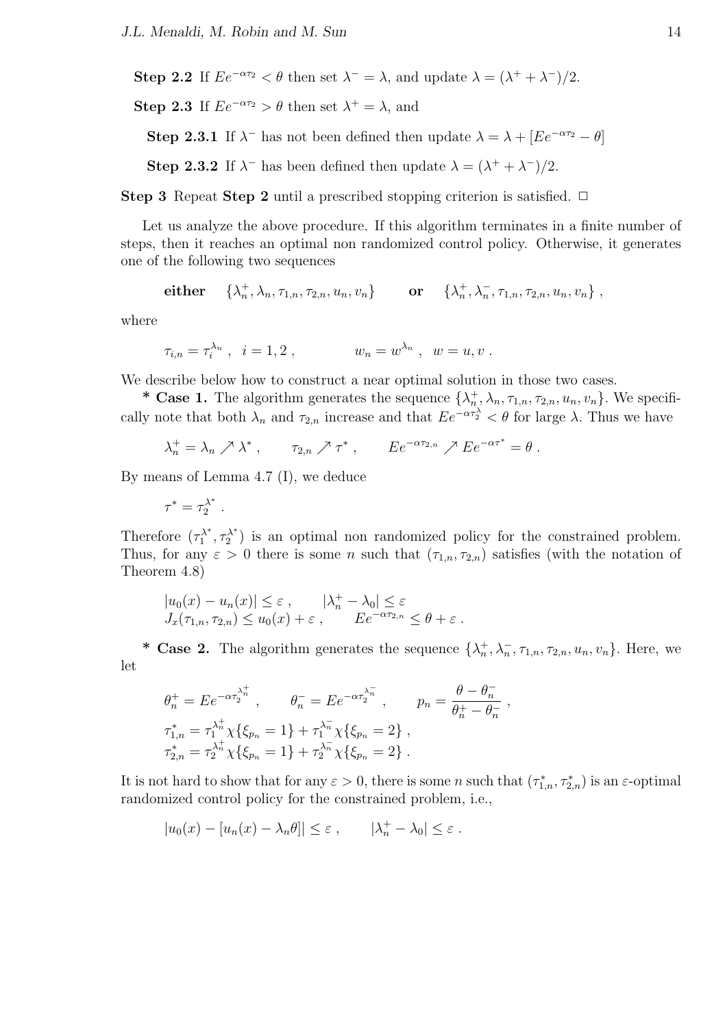**Step 2.2** If $Ee^{-\alpha\tau_2} < \theta$ then set $\lambda^- = \lambda$, and update $\lambda = (\lambda^+ + \lambda^-)/2$.

**Step 2.3** If $Ee^{-\alpha\tau_2} > \theta$ then set $\lambda^+ = \lambda$, and

**Step 2.3.1** If $\lambda^-$ has not been defined then update $\lambda = \lambda + [Ee^{-\alpha\tau_2} - \theta]$

**Step 2.3.2** If $\lambda^-$ has been defined then update $\lambda = (\lambda^+ + \lambda^-)/2$.

**Step 3** Repeat **Step 2** until a prescribed stopping criterion is satisfied. $\Box$

Let us analyze the above procedure. If this algorithm terminates in a finite number of steps, then it reaches an optimal non randomized control policy. Otherwise, it generates one of the following two sequences

$$\textbf{either} \quad \{\lambda_n^+, \lambda_n, \tau_{1,n}, \tau_{2,n}, u_n, v_n\} \qquad \textbf{or} \quad \{\lambda_n^+, \lambda_n^-, \tau_{1,n}, \tau_{2,n}, u_n, v_n\}\,,$$

where

$$\tau_{i,n} = \tau_i^{\lambda_n}\,, \;\; i = 1, 2\,, \qquad\qquad w_n = w^{\lambda_n}\,, \;\; w = u, v\,.$$

We describe below how to construct a near optimal solution in those two cases.

**\* Case 1.** The algorithm generates the sequence $\{\lambda_n^+, \lambda_n, \tau_{1,n}, \tau_{2,n}, u_n, v_n\}$. We specifically note that both $\lambda_n$ and $\tau_{2,n}$ increase and that $Ee^{-\alpha\tau_2^\lambda} < \theta$ for large $\lambda$. Thus we have

$$\lambda_n^+ = \lambda_n \nearrow \lambda^*\,, \qquad \tau_{2,n} \nearrow \tau^*\,, \qquad Ee^{-\alpha\tau_{2,n}} \nearrow Ee^{-\alpha\tau^*} = \theta\,.$$

By means of Lemma 4.7 (I), we deduce

$$\tau^* = \tau_2^{\lambda^*}\,.$$

Therefore $(\tau_1^{\lambda^*}, \tau_2^{\lambda^*})$ is an optimal non randomized policy for the constrained problem. Thus, for any $\varepsilon > 0$ there is some $n$ such that $(\tau_{1,n}, \tau_{2,n})$ satisfies (with the notation of Theorem 4.8)

$$\begin{aligned} &|u_0(x) - u_n(x)| \le \varepsilon\,, && |\lambda_n^+ - \lambda_0| \le \varepsilon \\ &J_x(\tau_{1,n}, \tau_{2,n}) \le u_0(x) + \varepsilon\,, && Ee^{-\alpha\tau_{2,n}} \le \theta + \varepsilon\,. \end{aligned}$$

**\* Case 2.** The algorithm generates the sequence $\{\lambda_n^+, \lambda_n^-, \tau_{1,n}, \tau_{2,n}, u_n, v_n\}$. Here, we let

$$\begin{aligned} &\theta_n^+ = Ee^{-\alpha\tau_2^{\lambda_n^+}}\,, \qquad \theta_n^- = Ee^{-\alpha\tau_2^{\lambda_n^-}}\,, \qquad p_n = \frac{\theta - \theta_n^-}{\theta_n^+ - \theta_n^-}\,, \\ &\tau_{1,n}^* = \tau_1^{\lambda_n^+}\chi\{\xi_{p_n} = 1\} + \tau_1^{\lambda_n^-}\chi\{\xi_{p_n} = 2\}\,, \\ &\tau_{2,n}^* = \tau_2^{\lambda_n^+}\chi\{\xi_{p_n} = 1\} + \tau_2^{\lambda_n^-}\chi\{\xi_{p_n} = 2\}\,. \end{aligned}$$

It is not hard to show that for any $\varepsilon > 0$, there is some $n$ such that $(\tau_{1,n}^*, \tau_{2,n}^*)$ is an $\varepsilon$-optimal randomized control policy for the constrained problem, i.e.,

$$|u_0(x) - [u_n(x) - \lambda_n\theta]| \le \varepsilon\,, \qquad |\lambda_n^+ - \lambda_0| \le \varepsilon\,.$$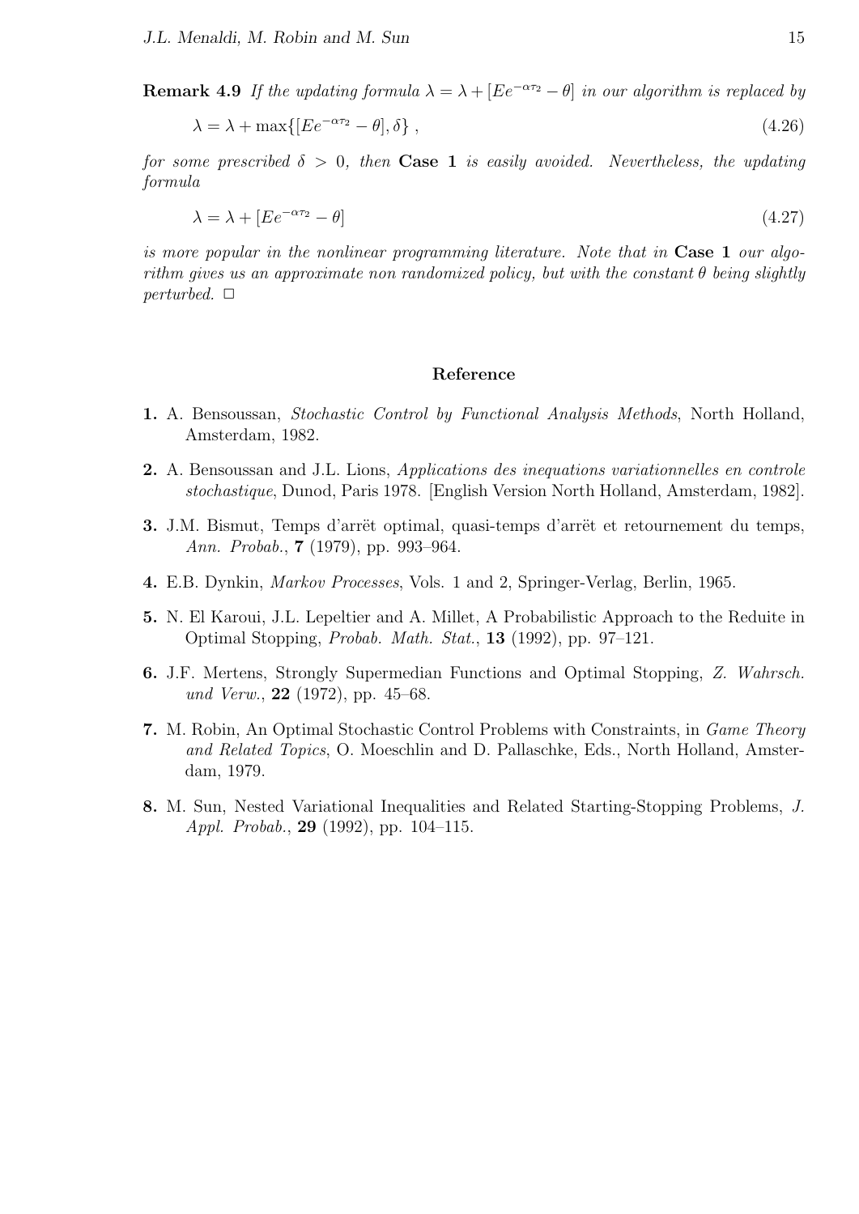**Remark 4.9** *If the updating formula $\lambda = \lambda + [Ee^{-\alpha\tau_2} - \theta]$ in our algorithm is replaced by*

$$\lambda = \lambda + \max\{[Ee^{-\alpha\tau_2} - \theta], \delta\} \ , \tag{4.26}$$

*for some prescribed $\delta > 0$, then* **Case 1** *is easily avoided. Nevertheless, the updating formula*

$$\lambda = \lambda + [Ee^{-\alpha\tau_2} - \theta] \tag{4.27}$$

*is more popular in the nonlinear programming literature. Note that in* **Case 1** *our algorithm gives us an approximate non randomized policy, but with the constant $\theta$ being slightly perturbed.* □

## Reference

**1.** A. Bensoussan, *Stochastic Control by Functional Analysis Methods*, North Holland, Amsterdam, 1982.

**2.** A. Bensoussan and J.L. Lions, *Applications des inequations variationnelles en controle stochastique*, Dunod, Paris 1978. [English Version North Holland, Amsterdam, 1982].

**3.** J.M. Bismut, Temps d'arrët optimal, quasi-temps d'arrët et retournement du temps, *Ann. Probab.*, **7** (1979), pp. 993–964.

**4.** E.B. Dynkin, *Markov Processes*, Vols. 1 and 2, Springer-Verlag, Berlin, 1965.

**5.** N. El Karoui, J.L. Lepeltier and A. Millet, A Probabilistic Approach to the Reduite in Optimal Stopping, *Probab. Math. Stat.*, **13** (1992), pp. 97–121.

**6.** J.F. Mertens, Strongly Supermedian Functions and Optimal Stopping, *Z. Wahrsch. und Verw.*, **22** (1972), pp. 45–68.

**7.** M. Robin, An Optimal Stochastic Control Problems with Constraints, in *Game Theory and Related Topics*, O. Moeschlin and D. Pallaschke, Eds., North Holland, Amsterdam, 1979.

**8.** M. Sun, Nested Variational Inequalities and Related Starting-Stopping Problems, *J. Appl. Probab.*, **29** (1992), pp. 104–115.